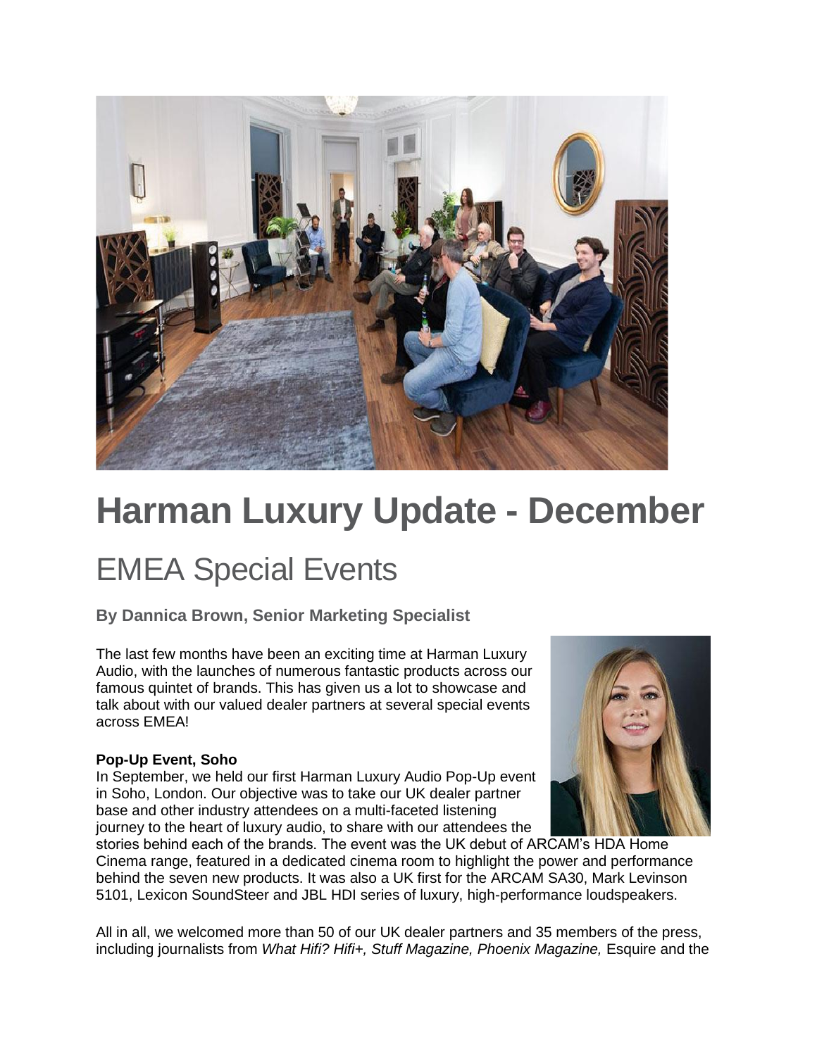# Harman Luxury Update - December

## EMEA Special Events

### By Dannica Brown, Senior Marketing Specialist

The last few months have been an exciting time at Harman Luxury Audio, with the launches of numerous fantastic products across our famous quintet of brands. This has given us a lot to showcase and talk about with our valued dealer partners at several special events across EMEA!

**Pop-Up Event, Soho**
In September, we held our first Harman Luxury Audio Pop-Up event in Soho, London. Our objective was to take our UK dealer partner base and other industry attendees on a multi-faceted listening journey to the heart of luxury audio, to share with our attendees the stories behind each of the brands. The event was the UK debut of ARCAM's HDA Home Cinema range, featured in a dedicated cinema room to highlight the power and performance behind the seven new products. It was also a UK first for the ARCAM SA30, Mark Levinson 5101, Lexicon SoundSteer and JBL HDI series of luxury, high-performance loudspeakers.

All in all, we welcomed more than 50 of our UK dealer partners and 35 members of the press, including journalists from *What Hifi? Hifi+, Stuff Magazine, Phoenix Magazine,* Esquire and the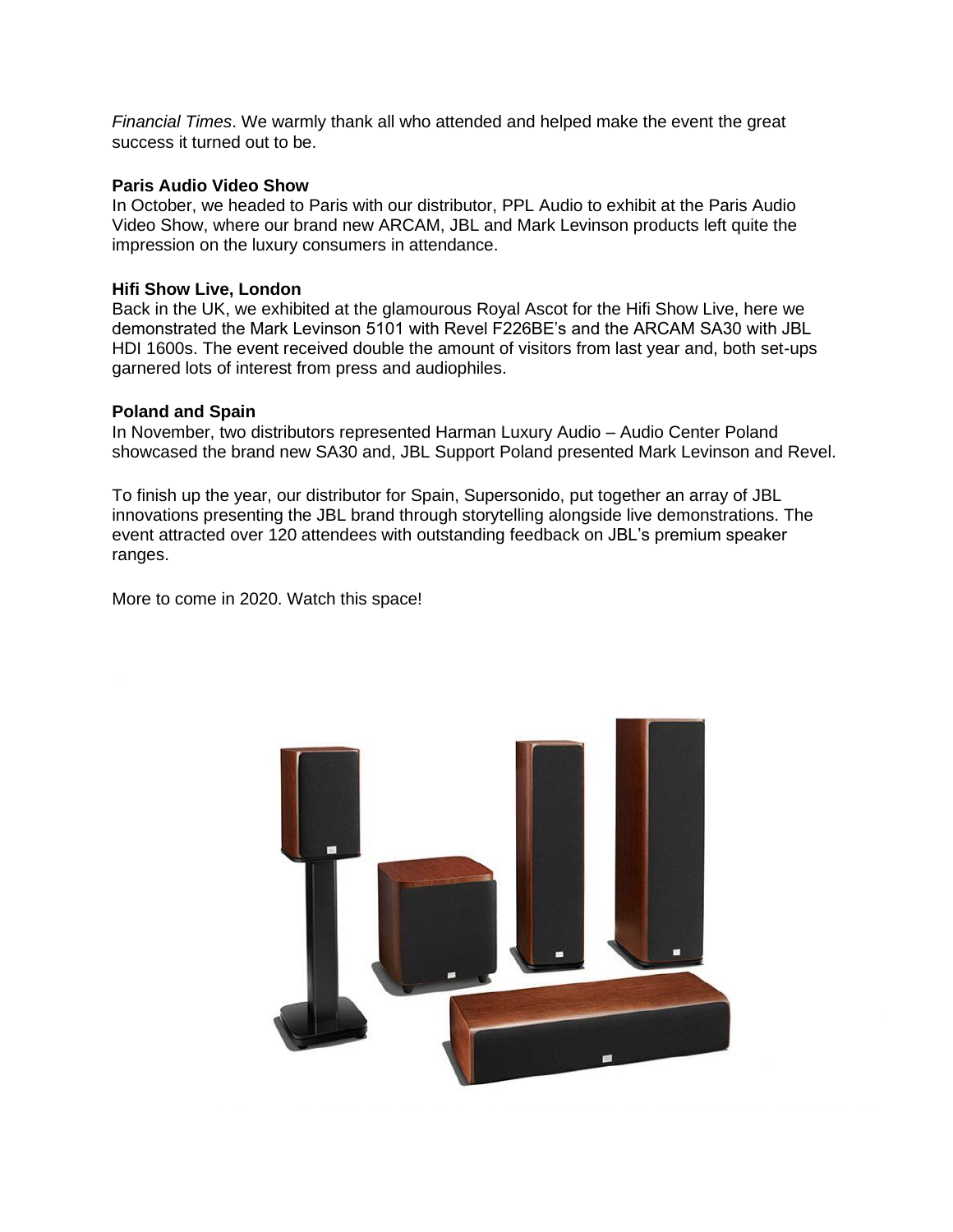*Financial Times*. We warmly thank all who attended and helped make the event the great success it turned out to be.

**Paris Audio Video Show**
In October, we headed to Paris with our distributor, PPL Audio to exhibit at the Paris Audio Video Show, where our brand new ARCAM, JBL and Mark Levinson products left quite the impression on the luxury consumers in attendance.

**Hifi Show Live, London**
Back in the UK, we exhibited at the glamourous Royal Ascot for the Hifi Show Live, here we demonstrated the Mark Levinson 5101 with Revel F226BE's and the ARCAM SA30 with JBL HDI 1600s. The event received double the amount of visitors from last year and, both set-ups garnered lots of interest from press and audiophiles.

**Poland and Spain**
In November, two distributors represented Harman Luxury Audio – Audio Center Poland showcased the brand new SA30 and, JBL Support Poland presented Mark Levinson and Revel.

To finish up the year, our distributor for Spain, Supersonido, put together an array of JBL innovations presenting the JBL brand through storytelling alongside live demonstrations. The event attracted over 120 attendees with outstanding feedback on JBL's premium speaker ranges.

More to come in 2020. Watch this space!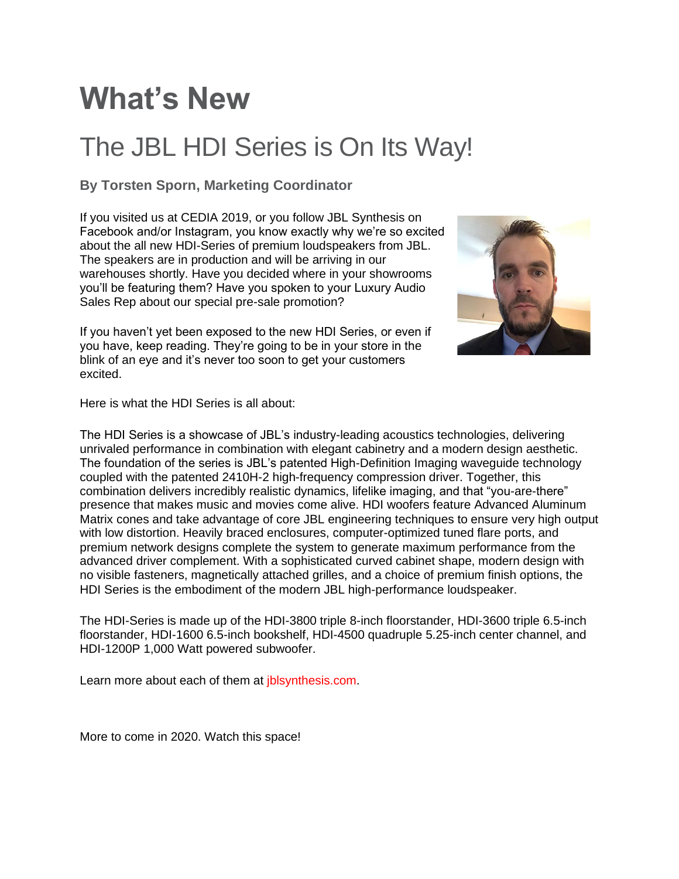# What's New

## The JBL HDI Series is On Its Way!

**By Torsten Sporn, Marketing Coordinator**

If you visited us at CEDIA 2019, or you follow JBL Synthesis on Facebook and/or Instagram, you know exactly why we're so excited about the all new HDI-Series of premium loudspeakers from JBL. The speakers are in production and will be arriving in our warehouses shortly. Have you decided where in your showrooms you'll be featuring them? Have you spoken to your Luxury Audio Sales Rep about our special pre-sale promotion?

If you haven't yet been exposed to the new HDI Series, or even if you have, keep reading. They're going to be in your store in the blink of an eye and it's never too soon to get your customers excited.

Here is what the HDI Series is all about:

The HDI Series is a showcase of JBL's industry-leading acoustics technologies, delivering unrivaled performance in combination with elegant cabinetry and a modern design aesthetic. The foundation of the series is JBL's patented High-Definition Imaging waveguide technology coupled with the patented 2410H-2 high-frequency compression driver. Together, this combination delivers incredibly realistic dynamics, lifelike imaging, and that "you-are-there" presence that makes music and movies come alive. HDI woofers feature Advanced Aluminum Matrix cones and take advantage of core JBL engineering techniques to ensure very high output with low distortion. Heavily braced enclosures, computer-optimized tuned flare ports, and premium network designs complete the system to generate maximum performance from the advanced driver complement. With a sophisticated curved cabinet shape, modern design with no visible fasteners, magnetically attached grilles, and a choice of premium finish options, the HDI Series is the embodiment of the modern JBL high-performance loudspeaker.

The HDI-Series is made up of the HDI-3800 triple 8-inch floorstander, HDI-3600 triple 6.5-inch floorstander, HDI-1600 6.5-inch bookshelf, HDI-4500 quadruple 5.25-inch center channel, and HDI-1200P 1,000 Watt powered subwoofer.

Learn more about each of them at jblsynthesis.com.

More to come in 2020. Watch this space!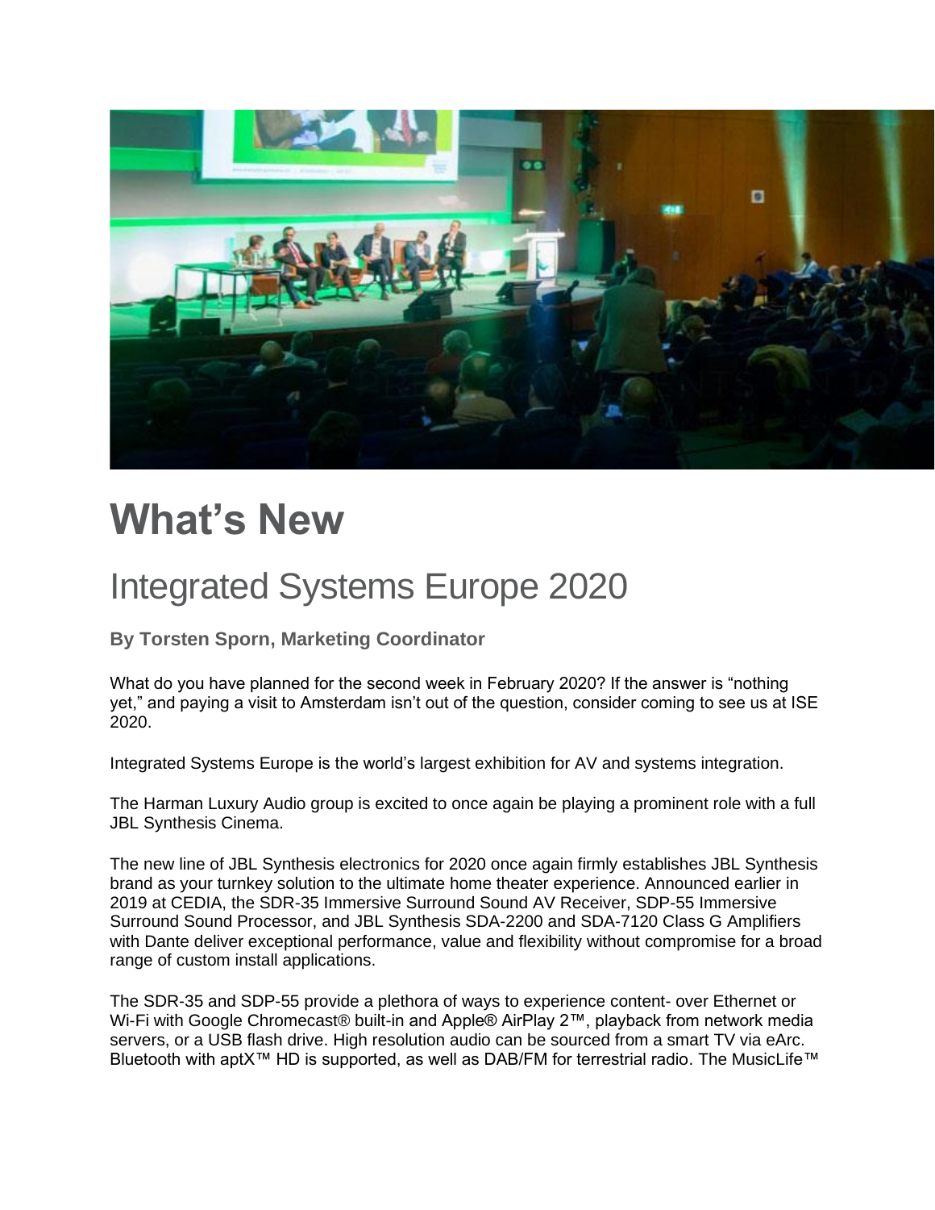# What's New

## Integrated Systems Europe 2020

### By Torsten Sporn, Marketing Coordinator

What do you have planned for the second week in February 2020? If the answer is "nothing yet," and paying a visit to Amsterdam isn't out of the question, consider coming to see us at ISE 2020.

Integrated Systems Europe is the world's largest exhibition for AV and systems integration.

The Harman Luxury Audio group is excited to once again be playing a prominent role with a full JBL Synthesis Cinema.

The new line of JBL Synthesis electronics for 2020 once again firmly establishes JBL Synthesis brand as your turnkey solution to the ultimate home theater experience. Announced earlier in 2019 at CEDIA, the SDR-35 Immersive Surround Sound AV Receiver, SDP-55 Immersive Surround Sound Processor, and JBL Synthesis SDA-2200 and SDA-7120 Class G Amplifiers with Dante deliver exceptional performance, value and flexibility without compromise for a broad range of custom install applications.

The SDR-35 and SDP-55 provide a plethora of ways to experience content- over Ethernet or Wi-Fi with Google Chromecast® built-in and Apple® AirPlay 2™, playback from network media servers, or a USB flash drive. High resolution audio can be sourced from a smart TV via eArc. Bluetooth with aptX™ HD is supported, as well as DAB/FM for terrestrial radio. The MusicLife™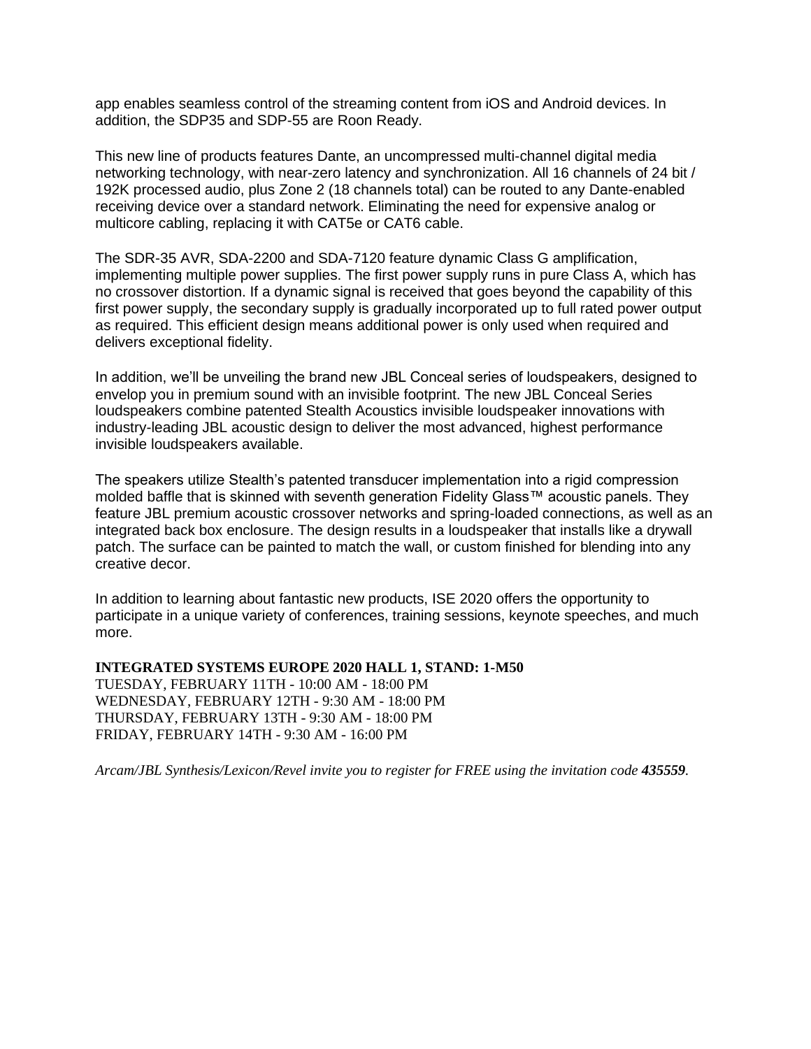app enables seamless control of the streaming content from iOS and Android devices. In addition, the SDP35 and SDP-55 are Roon Ready.

This new line of products features Dante, an uncompressed multi-channel digital media networking technology, with near-zero latency and synchronization. All 16 channels of 24 bit / 192K processed audio, plus Zone 2 (18 channels total) can be routed to any Dante-enabled receiving device over a standard network. Eliminating the need for expensive analog or multicore cabling, replacing it with CAT5e or CAT6 cable.

The SDR-35 AVR, SDA-2200 and SDA-7120 feature dynamic Class G amplification, implementing multiple power supplies. The first power supply runs in pure Class A, which has no crossover distortion. If a dynamic signal is received that goes beyond the capability of this first power supply, the secondary supply is gradually incorporated up to full rated power output as required. This efficient design means additional power is only used when required and delivers exceptional fidelity.

In addition, we'll be unveiling the brand new JBL Conceal series of loudspeakers, designed to envelop you in premium sound with an invisible footprint. The new JBL Conceal Series loudspeakers combine patented Stealth Acoustics invisible loudspeaker innovations with industry-leading JBL acoustic design to deliver the most advanced, highest performance invisible loudspeakers available.

The speakers utilize Stealth's patented transducer implementation into a rigid compression molded baffle that is skinned with seventh generation Fidelity Glass™ acoustic panels. They feature JBL premium acoustic crossover networks and spring-loaded connections, as well as an integrated back box enclosure. The design results in a loudspeaker that installs like a drywall patch. The surface can be painted to match the wall, or custom finished for blending into any creative decor.

In addition to learning about fantastic new products, ISE 2020 offers the opportunity to participate in a unique variety of conferences, training sessions, keynote speeches, and much more.

**INTEGRATED SYSTEMS EUROPE 2020 HALL 1, STAND: 1-M50**
TUESDAY, FEBRUARY 11TH - 10:00 AM - 18:00 PM
WEDNESDAY, FEBRUARY 12TH - 9:30 AM - 18:00 PM
THURSDAY, FEBRUARY 13TH - 9:30 AM - 18:00 PM
FRIDAY, FEBRUARY 14TH - 9:30 AM - 16:00 PM

*Arcam/JBL Synthesis/Lexicon/Revel invite you to register for FREE using the invitation code **435559**.*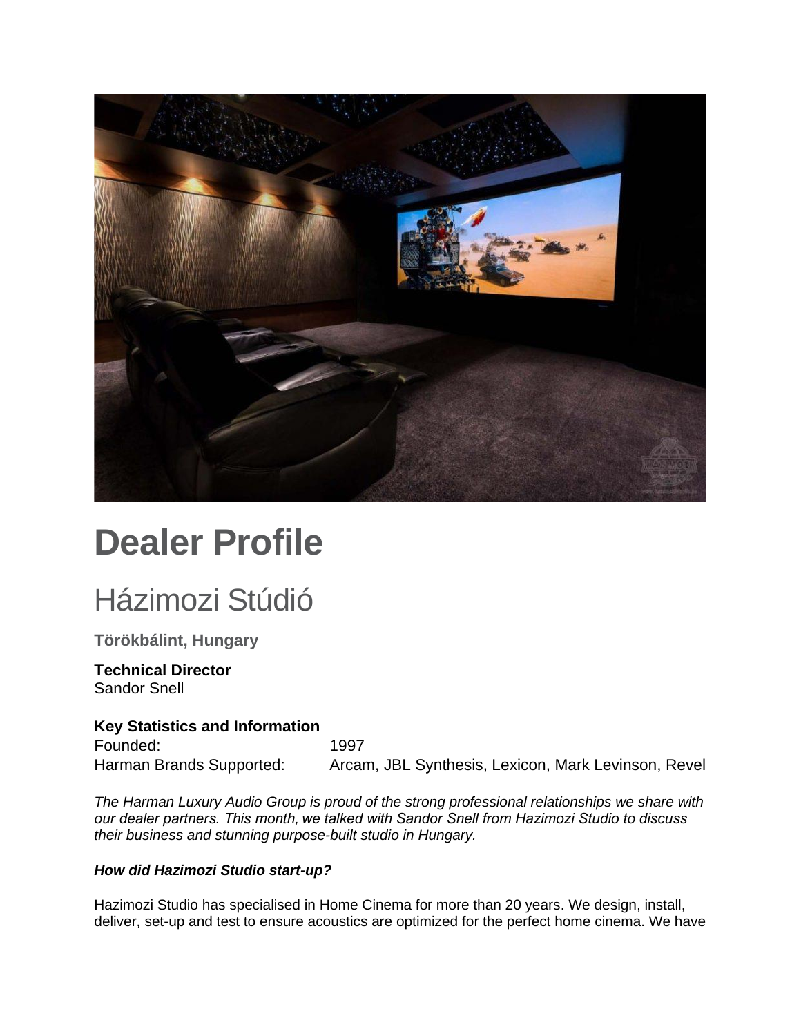# Dealer Profile

## Házimozi Stúdió

**Törökbálint, Hungary**

**Technical Director**
Sandor Snell

**Key Statistics and Information**

| | |
|---|---|
| Founded: | 1997 |
| Harman Brands Supported: | Arcam, JBL Synthesis, Lexicon, Mark Levinson, Revel |

*The Harman Luxury Audio Group is proud of the strong professional relationships we share with our dealer partners. This month, we talked with Sandor Snell from Hazimozi Studio to discuss their business and stunning purpose-built studio in Hungary.*

***How did Hazimozi Studio start-up?***

Hazimozi Studio has specialised in Home Cinema for more than 20 years. We design, install, deliver, set-up and test to ensure acoustics are optimized for the perfect home cinema. We have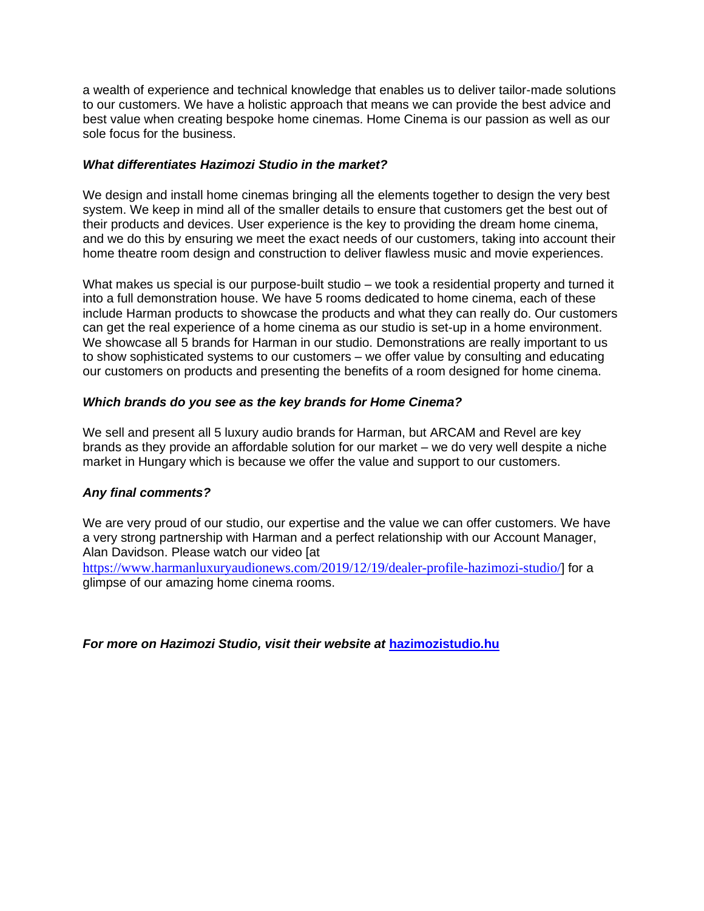a wealth of experience and technical knowledge that enables us to deliver tailor-made solutions to our customers. We have a holistic approach that means we can provide the best advice and best value when creating bespoke home cinemas. Home Cinema is our passion as well as our sole focus for the business.

***What differentiates Hazimozi Studio in the market?***

We design and install home cinemas bringing all the elements together to design the very best system. We keep in mind all of the smaller details to ensure that customers get the best out of their products and devices. User experience is the key to providing the dream home cinema, and we do this by ensuring we meet the exact needs of our customers, taking into account their home theatre room design and construction to deliver flawless music and movie experiences.

What makes us special is our purpose-built studio – we took a residential property and turned it into a full demonstration house. We have 5 rooms dedicated to home cinema, each of these include Harman products to showcase the products and what they can really do. Our customers can get the real experience of a home cinema as our studio is set-up in a home environment. We showcase all 5 brands for Harman in our studio. Demonstrations are really important to us to show sophisticated systems to our customers – we offer value by consulting and educating our customers on products and presenting the benefits of a room designed for home cinema.

***Which brands do you see as the key brands for Home Cinema?***

We sell and present all 5 luxury audio brands for Harman, but ARCAM and Revel are key brands as they provide an affordable solution for our market – we do very well despite a niche market in Hungary which is because we offer the value and support to our customers.

***Any final comments?***

We are very proud of our studio, our expertise and the value we can offer customers. We have a very strong partnership with Harman and a perfect relationship with our Account Manager, Alan Davidson. Please watch our video [at https://www.harmanluxuryaudionews.com/2019/12/19/dealer-profile-hazimozi-studio/] for a glimpse of our amazing home cinema rooms.

***For more on Hazimozi Studio, visit their website at* [hazimozistudio.hu](hazimozistudio.hu)**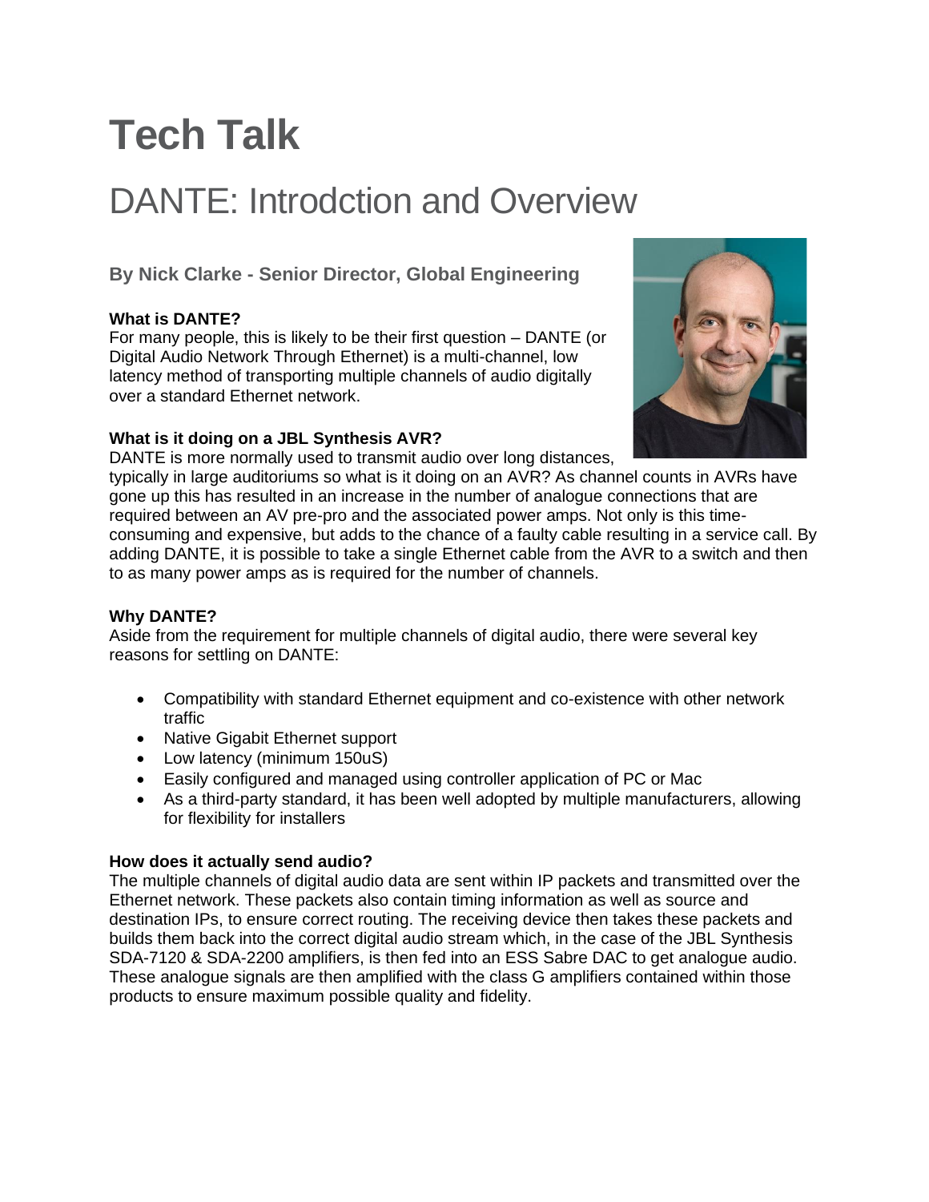# Tech Talk

## DANTE: Introdction and Overview

### By Nick Clarke - Senior Director, Global Engineering

**What is DANTE?**

For many people, this is likely to be their first question – DANTE (or Digital Audio Network Through Ethernet) is a multi-channel, low latency method of transporting multiple channels of audio digitally over a standard Ethernet network.

**What is it doing on a JBL Synthesis AVR?**

DANTE is more normally used to transmit audio over long distances, typically in large auditoriums so what is it doing on an AVR? As channel counts in AVRs have gone up this has resulted in an increase in the number of analogue connections that are required between an AV pre-pro and the associated power amps. Not only is this time-consuming and expensive, but adds to the chance of a faulty cable resulting in a service call. By adding DANTE, it is possible to take a single Ethernet cable from the AVR to a switch and then to as many power amps as is required for the number of channels.

**Why DANTE?**

Aside from the requirement for multiple channels of digital audio, there were several key reasons for settling on DANTE:

- Compatibility with standard Ethernet equipment and co-existence with other network traffic
- Native Gigabit Ethernet support
- Low latency (minimum 150uS)
- Easily configured and managed using controller application of PC or Mac
- As a third-party standard, it has been well adopted by multiple manufacturers, allowing for flexibility for installers

**How does it actually send audio?**

The multiple channels of digital audio data are sent within IP packets and transmitted over the Ethernet network. These packets also contain timing information as well as source and destination IPs, to ensure correct routing. The receiving device then takes these packets and builds them back into the correct digital audio stream which, in the case of the JBL Synthesis SDA-7120 & SDA-2200 amplifiers, is then fed into an ESS Sabre DAC to get analogue audio. These analogue signals are then amplified with the class G amplifiers contained within those products to ensure maximum possible quality and fidelity.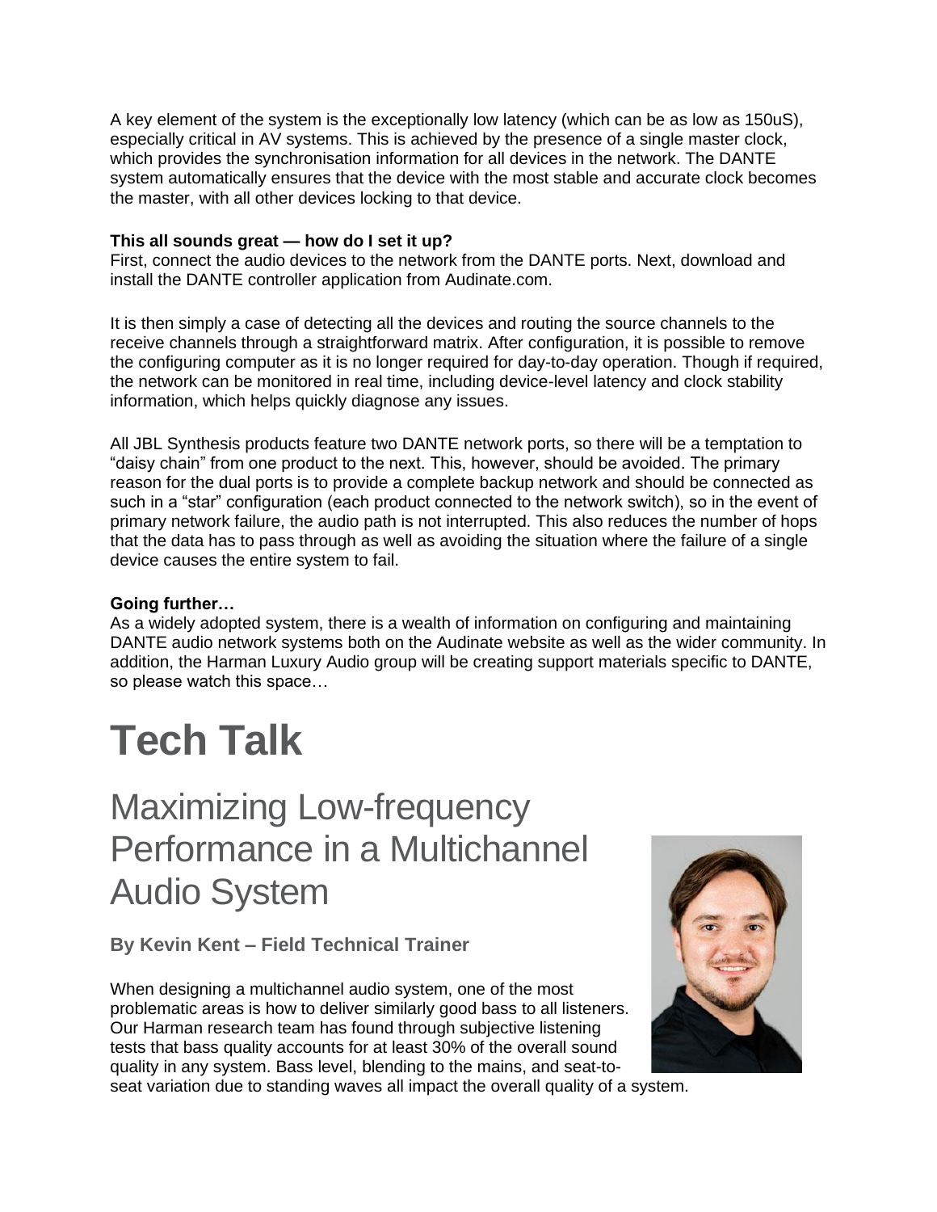A key element of the system is the exceptionally low latency (which can be as low as 150uS), especially critical in AV systems. This is achieved by the presence of a single master clock, which provides the synchronisation information for all devices in the network. The DANTE system automatically ensures that the device with the most stable and accurate clock becomes the master, with all other devices locking to that device.

**This all sounds great — how do I set it up?**
First, connect the audio devices to the network from the DANTE ports. Next, download and install the DANTE controller application from Audinate.com.

It is then simply a case of detecting all the devices and routing the source channels to the receive channels through a straightforward matrix. After configuration, it is possible to remove the configuring computer as it is no longer required for day-to-day operation. Though if required, the network can be monitored in real time, including device-level latency and clock stability information, which helps quickly diagnose any issues.

All JBL Synthesis products feature two DANTE network ports, so there will be a temptation to "daisy chain" from one product to the next. This, however, should be avoided. The primary reason for the dual ports is to provide a complete backup network and should be connected as such in a "star" configuration (each product connected to the network switch), so in the event of primary network failure, the audio path is not interrupted. This also reduces the number of hops that the data has to pass through as well as avoiding the situation where the failure of a single device causes the entire system to fail.

**Going further…**
As a widely adopted system, there is a wealth of information on configuring and maintaining DANTE audio network systems both on the Audinate website as well as the wider community. In addition, the Harman Luxury Audio group will be creating support materials specific to DANTE, so please watch this space…

# Tech Talk

## Maximizing Low-frequency Performance in a Multichannel Audio System

### By Kevin Kent – Field Technical Trainer

When designing a multichannel audio system, one of the most problematic areas is how to deliver similarly good bass to all listeners. Our Harman research team has found through subjective listening tests that bass quality accounts for at least 30% of the overall sound quality in any system. Bass level, blending to the mains, and seat-to-seat variation due to standing waves all impact the overall quality of a system.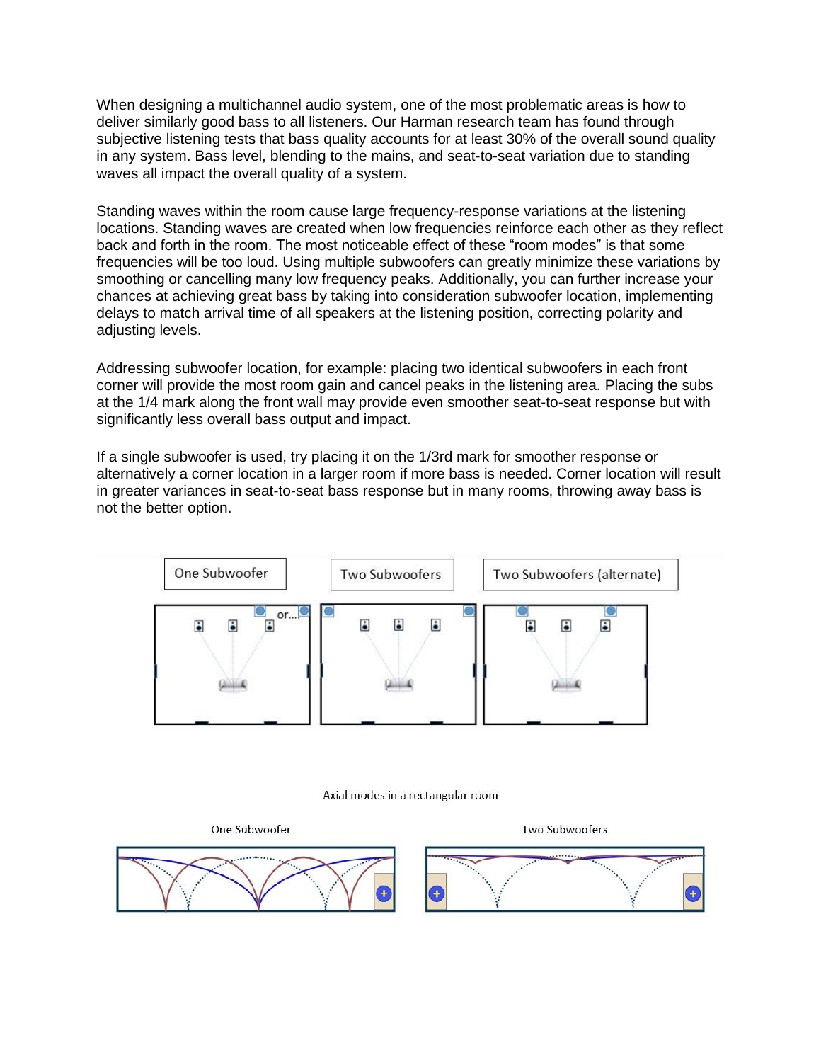When designing a multichannel audio system, one of the most problematic areas is how to deliver similarly good bass to all listeners. Our Harman research team has found through subjective listening tests that bass quality accounts for at least 30% of the overall sound quality in any system. Bass level, blending to the mains, and seat-to-seat variation due to standing waves all impact the overall quality of a system.

Standing waves within the room cause large frequency-response variations at the listening locations. Standing waves are created when low frequencies reinforce each other as they reflect back and forth in the room. The most noticeable effect of these “room modes” is that some frequencies will be too loud. Using multiple subwoofers can greatly minimize these variations by smoothing or cancelling many low frequency peaks. Additionally, you can further increase your chances at achieving great bass by taking into consideration subwoofer location, implementing delays to match arrival time of all speakers at the listening position, correcting polarity and adjusting levels.

Addressing subwoofer location, for example: placing two identical subwoofers in each front corner will provide the most room gain and cancel peaks in the listening area. Placing the subs at the 1/4 mark along the front wall may provide even smoother seat-to-seat response but with significantly less overall bass output and impact.

If a single subwoofer is used, try placing it on the 1/3rd mark for smoother response or alternatively a corner location in a larger room if more bass is needed. Corner location will result in greater variances in seat-to-seat bass response but in many rooms, throwing away bass is not the better option.

One Subwoofer | Two Subwoofers | Two Subwoofers (alternate)

Axial modes in a rectangular room

One Subwoofer | Two Subwoofers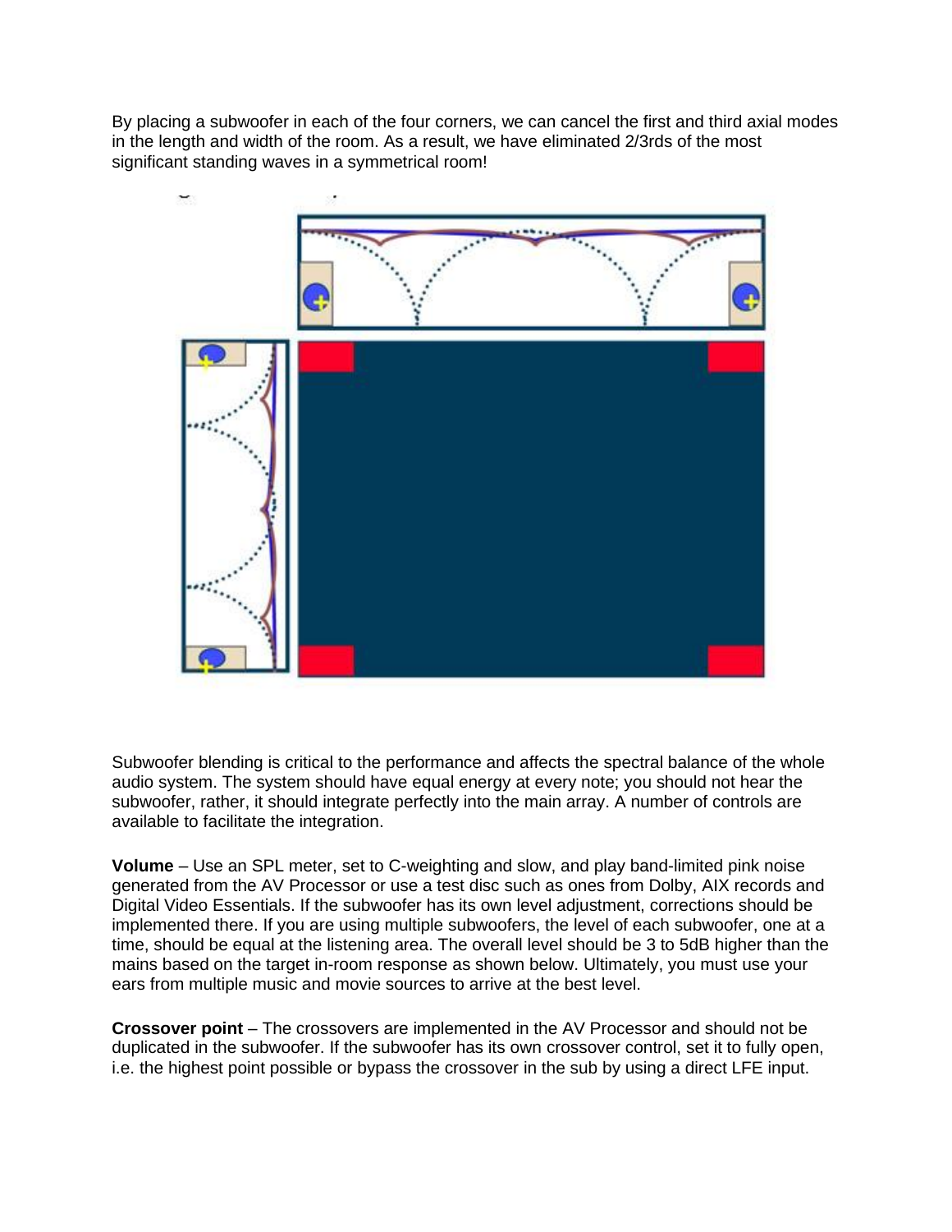By placing a subwoofer in each of the four corners, we can cancel the first and third axial modes in the length and width of the room. As a result, we have eliminated 2/3rds of the most significant standing waves in a symmetrical room!

Subwoofer blending is critical to the performance and affects the spectral balance of the whole audio system. The system should have equal energy at every note; you should not hear the subwoofer, rather, it should integrate perfectly into the main array. A number of controls are available to facilitate the integration.

**Volume** – Use an SPL meter, set to C-weighting and slow, and play band-limited pink noise generated from the AV Processor or use a test disc such as ones from Dolby, AIX records and Digital Video Essentials. If the subwoofer has its own level adjustment, corrections should be implemented there. If you are using multiple subwoofers, the level of each subwoofer, one at a time, should be equal at the listening area. The overall level should be 3 to 5dB higher than the mains based on the target in-room response as shown below. Ultimately, you must use your ears from multiple music and movie sources to arrive at the best level.

**Crossover point** – The crossovers are implemented in the AV Processor and should not be duplicated in the subwoofer. If the subwoofer has its own crossover control, set it to fully open, i.e. the highest point possible or bypass the crossover in the sub by using a direct LFE input.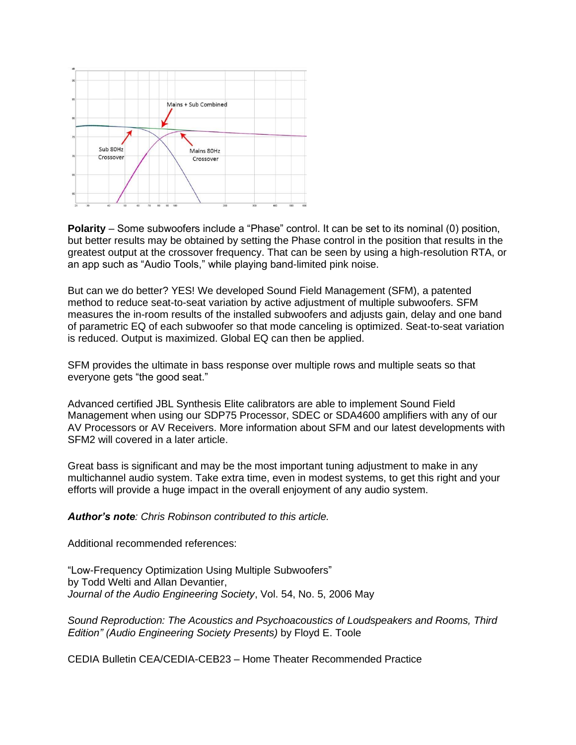**Polarity** – Some subwoofers include a "Phase" control. It can be set to its nominal (0) position, but better results may be obtained by setting the Phase control in the position that results in the greatest output at the crossover frequency. That can be seen by using a high-resolution RTA, or an app such as "Audio Tools," while playing band-limited pink noise.

But can we do better? YES! We developed Sound Field Management (SFM), a patented method to reduce seat-to-seat variation by active adjustment of multiple subwoofers. SFM measures the in-room results of the installed subwoofers and adjusts gain, delay and one band of parametric EQ of each subwoofer so that mode canceling is optimized. Seat-to-seat variation is reduced. Output is maximized. Global EQ can then be applied.

SFM provides the ultimate in bass response over multiple rows and multiple seats so that everyone gets "the good seat."

Advanced certified JBL Synthesis Elite calibrators are able to implement Sound Field Management when using our SDP75 Processor, SDEC or SDA4600 amplifiers with any of our AV Processors or AV Receivers. More information about SFM and our latest developments with SFM2 will covered in a later article.

Great bass is significant and may be the most important tuning adjustment to make in any multichannel audio system. Take extra time, even in modest systems, to get this right and your efforts will provide a huge impact in the overall enjoyment of any audio system.

***Author's note**: Chris Robinson contributed to this article.*

Additional recommended references:

"Low-Frequency Optimization Using Multiple Subwoofers"
by Todd Welti and Allan Devantier,
*Journal of the Audio Engineering Society*, Vol. 54, No. 5, 2006 May

*Sound Reproduction: The Acoustics and Psychoacoustics of Loudspeakers and Rooms, Third Edition" (Audio Engineering Society Presents)* by Floyd E. Toole

CEDIA Bulletin CEA/CEDIA-CEB23 – Home Theater Recommended Practice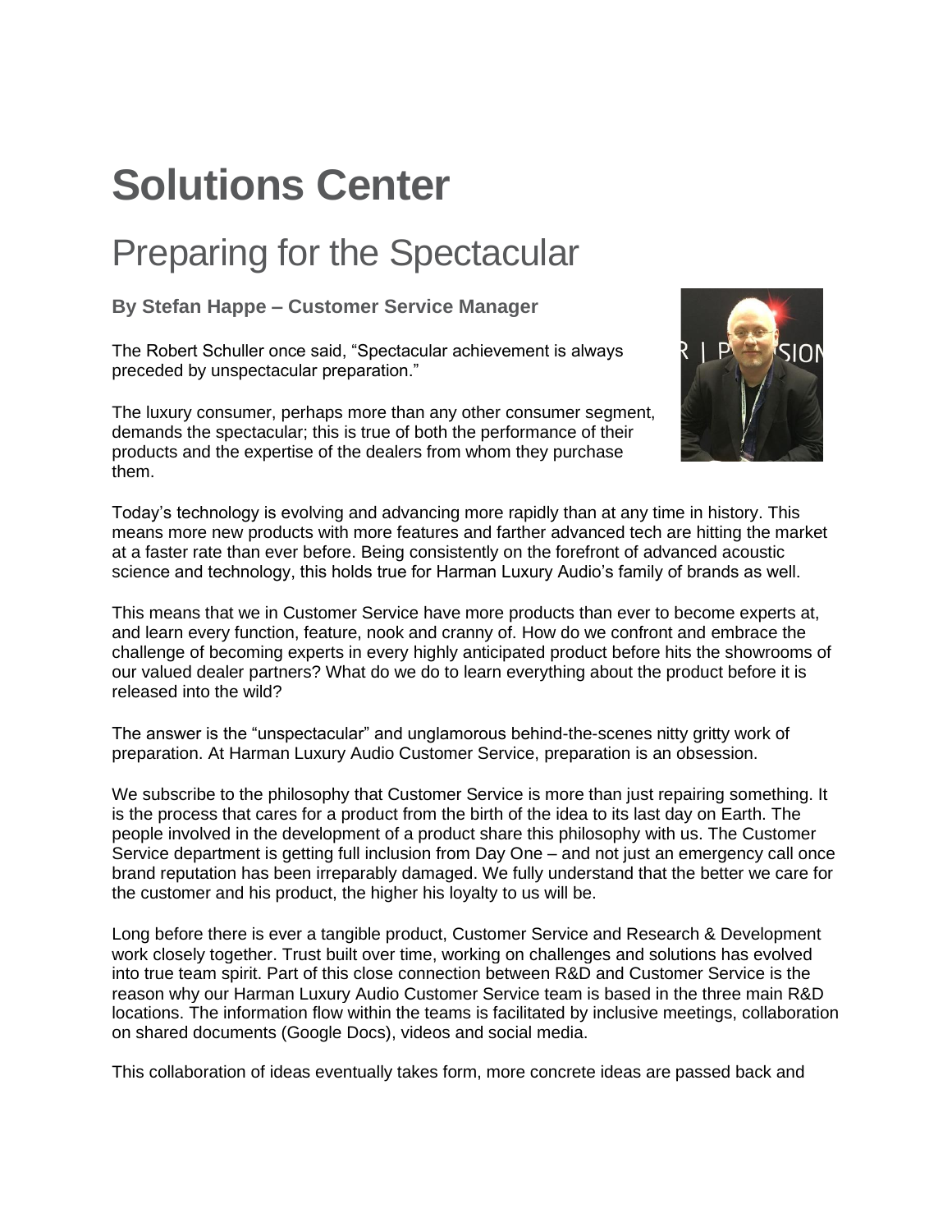# Solutions Center

## Preparing for the Spectacular

### By Stefan Happe – Customer Service Manager

The Robert Schuller once said, “Spectacular achievement is always preceded by unspectacular preparation.”

The luxury consumer, perhaps more than any other consumer segment, demands the spectacular; this is true of both the performance of their products and the expertise of the dealers from whom they purchase them.

Today’s technology is evolving and advancing more rapidly than at any time in history. This means more new products with more features and farther advanced tech are hitting the market at a faster rate than ever before. Being consistently on the forefront of advanced acoustic science and technology, this holds true for Harman Luxury Audio’s family of brands as well.

This means that we in Customer Service have more products than ever to become experts at, and learn every function, feature, nook and cranny of. How do we confront and embrace the challenge of becoming experts in every highly anticipated product before hits the showrooms of our valued dealer partners? What do we do to learn everything about the product before it is released into the wild?

The answer is the “unspectacular” and unglamorous behind-the-scenes nitty gritty work of preparation. At Harman Luxury Audio Customer Service, preparation is an obsession.

We subscribe to the philosophy that Customer Service is more than just repairing something. It is the process that cares for a product from the birth of the idea to its last day on Earth. The people involved in the development of a product share this philosophy with us. The Customer Service department is getting full inclusion from Day One – and not just an emergency call once brand reputation has been irreparably damaged. We fully understand that the better we care for the customer and his product, the higher his loyalty to us will be.

Long before there is ever a tangible product, Customer Service and Research & Development work closely together. Trust built over time, working on challenges and solutions has evolved into true team spirit. Part of this close connection between R&D and Customer Service is the reason why our Harman Luxury Audio Customer Service team is based in the three main R&D locations. The information flow within the teams is facilitated by inclusive meetings, collaboration on shared documents (Google Docs), videos and social media.

This collaboration of ideas eventually takes form, more concrete ideas are passed back and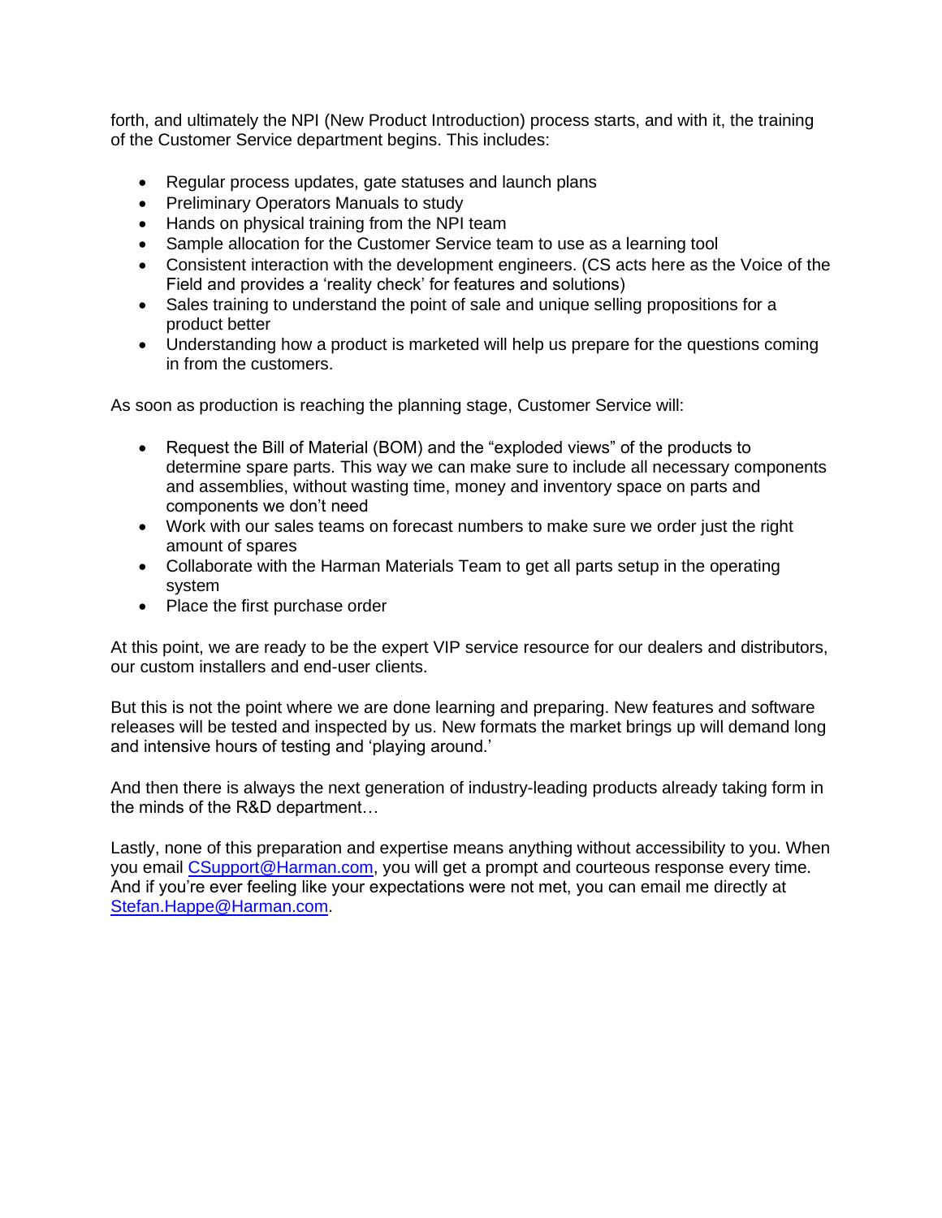forth, and ultimately the NPI (New Product Introduction) process starts, and with it, the training of the Customer Service department begins. This includes:

- Regular process updates, gate statuses and launch plans
- Preliminary Operators Manuals to study
- Hands on physical training from the NPI team
- Sample allocation for the Customer Service team to use as a learning tool
- Consistent interaction with the development engineers. (CS acts here as the Voice of the Field and provides a 'reality check' for features and solutions)
- Sales training to understand the point of sale and unique selling propositions for a product better
- Understanding how a product is marketed will help us prepare for the questions coming in from the customers.

As soon as production is reaching the planning stage, Customer Service will:

- Request the Bill of Material (BOM) and the "exploded views" of the products to determine spare parts. This way we can make sure to include all necessary components and assemblies, without wasting time, money and inventory space on parts and components we don't need
- Work with our sales teams on forecast numbers to make sure we order just the right amount of spares
- Collaborate with the Harman Materials Team to get all parts setup in the operating system
- Place the first purchase order

At this point, we are ready to be the expert VIP service resource for our dealers and distributors, our custom installers and end-user clients.

But this is not the point where we are done learning and preparing. New features and software releases will be tested and inspected by us. New formats the market brings up will demand long and intensive hours of testing and 'playing around.'

And then there is always the next generation of industry-leading products already taking form in the minds of the R&D department…

Lastly, none of this preparation and expertise means anything without accessibility to you. When you email [CSupport@Harman.com](mailto:CSupport@Harman.com), you will get a prompt and courteous response every time. And if you're ever feeling like your expectations were not met, you can email me directly at [Stefan.Happe@Harman.com](mailto:Stefan.Happe@Harman.com).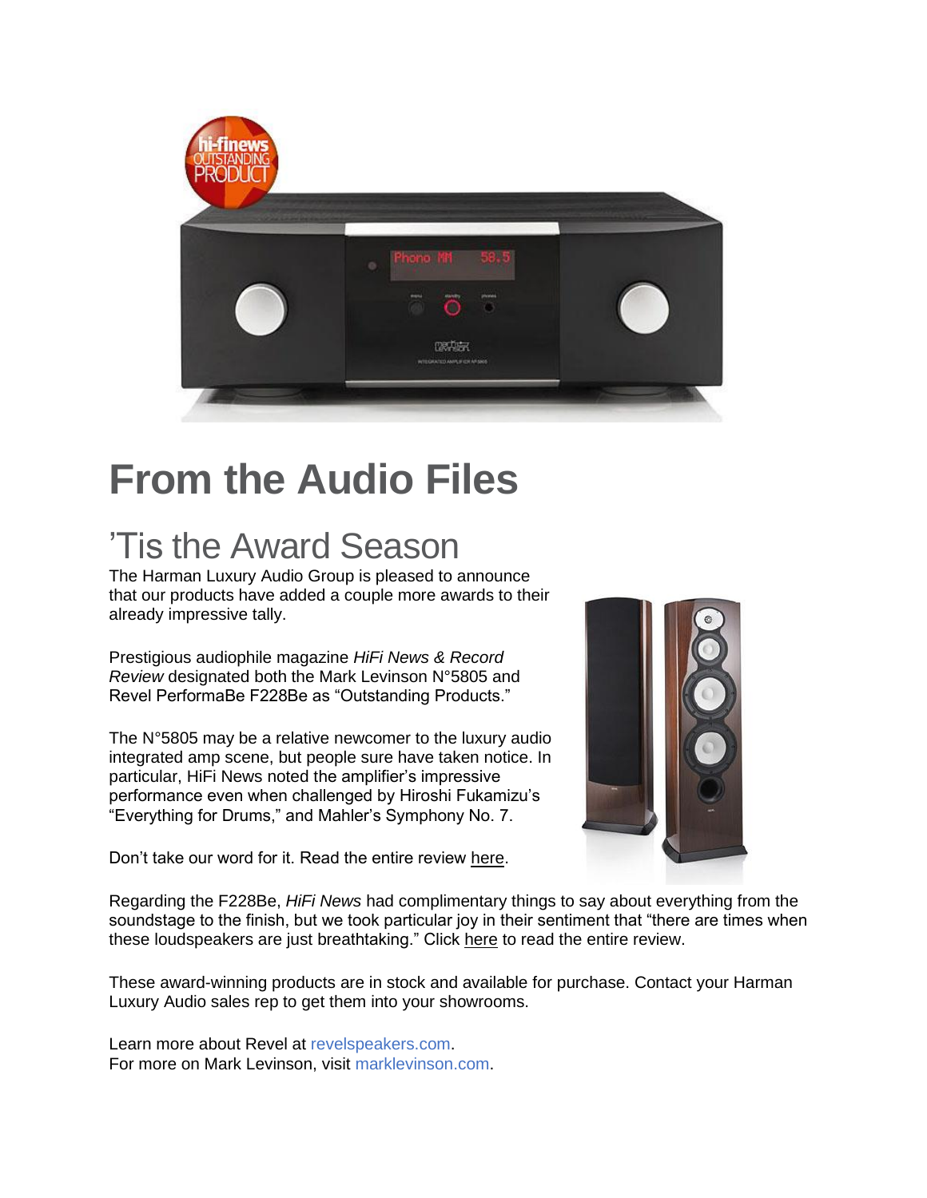# From the Audio Files

## ’Tis the Award Season

The Harman Luxury Audio Group is pleased to announce that our products have added a couple more awards to their already impressive tally.

Prestigious audiophile magazine *HiFi News & Record Review* designated both the Mark Levinson N°5805 and Revel PerformaBe F228Be as “Outstanding Products.”

The N°5805 may be a relative newcomer to the luxury audio integrated amp scene, but people sure have taken notice. In particular, HiFi News noted the amplifier’s impressive performance even when challenged by Hiroshi Fukamizu’s “Everything for Drums,” and Mahler’s Symphony No. 7.

Don’t take our word for it. Read the entire review here.

Regarding the F228Be, *HiFi News* had complimentary things to say about everything from the soundstage to the finish, but we took particular joy in their sentiment that “there are times when these loudspeakers are just breathtaking.” Click here to read the entire review.

These award-winning products are in stock and available for purchase. Contact your Harman Luxury Audio sales rep to get them into your showrooms.

Learn more about Revel at revelspeakers.com.
For more on Mark Levinson, visit marklevinson.com.